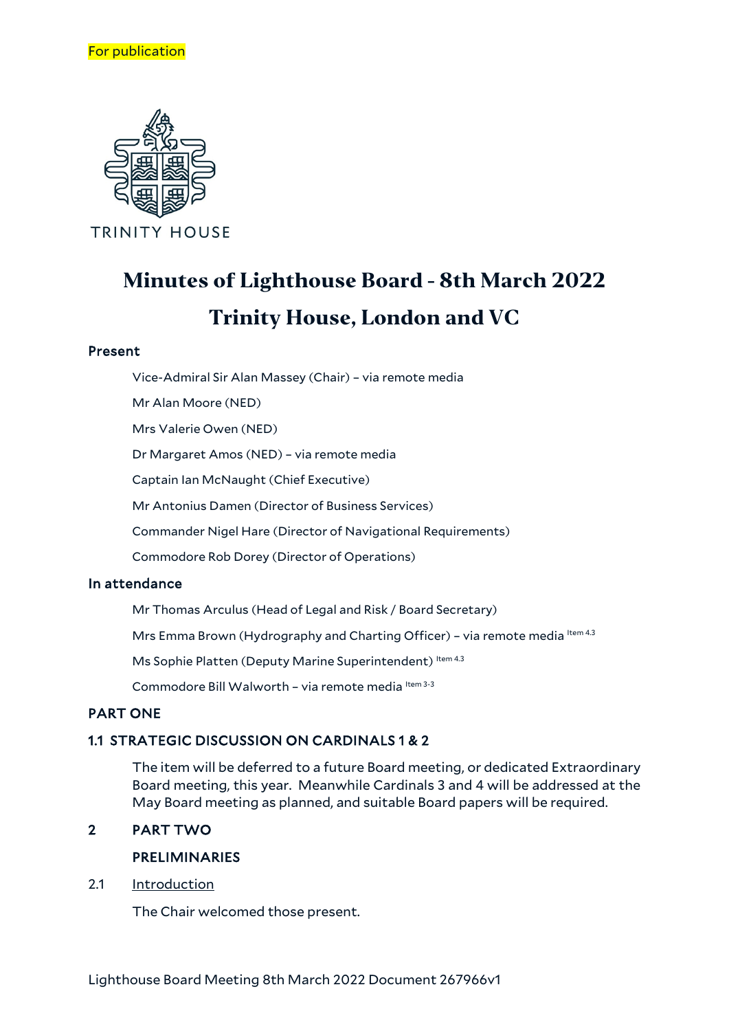For publication

TRINITY HOUSE

# Minutes of Lighthouse Board - 8th March 2022

# Trinity House, London and VC

## Present

Vice-Admiral Sir Alan Massey (Chair) – via remote media

Mr Alan Moore (NED)

Mrs Valerie Owen (NED)

Dr Margaret Amos (NED) – via remote media

Captain Ian McNaught (Chief Executive)

Mr Antonius Damen (Director of Business Services)

Commander Nigel Hare (Director of Navigational Requirements)

Commodore Rob Dorey (Director of Operations)

## In attendance

Mr Thomas Arculus (Head of Legal and Risk / Board Secretary)

Mrs Emma Brown (Hydrography and Charting Officer) – via remote media [Item 4.3]

Ms Sophie Platten (Deputy Marine Superintendent) [Item 4.3]

Commodore Bill Walworth – via remote media [Item 3-3]

## PART ONE

### 1.1 STRATEGIC DISCUSSION ON CARDINALS 1 & 2

The item will be deferred to a future Board meeting, or dedicated Extraordinary Board meeting, this year. Meanwhile Cardinals 3 and 4 will be addressed at the May Board meeting as planned, and suitable Board papers will be required.

## 2 PART TWO

### PRELIMINARIES

2.1 Introduction

The Chair welcomed those present.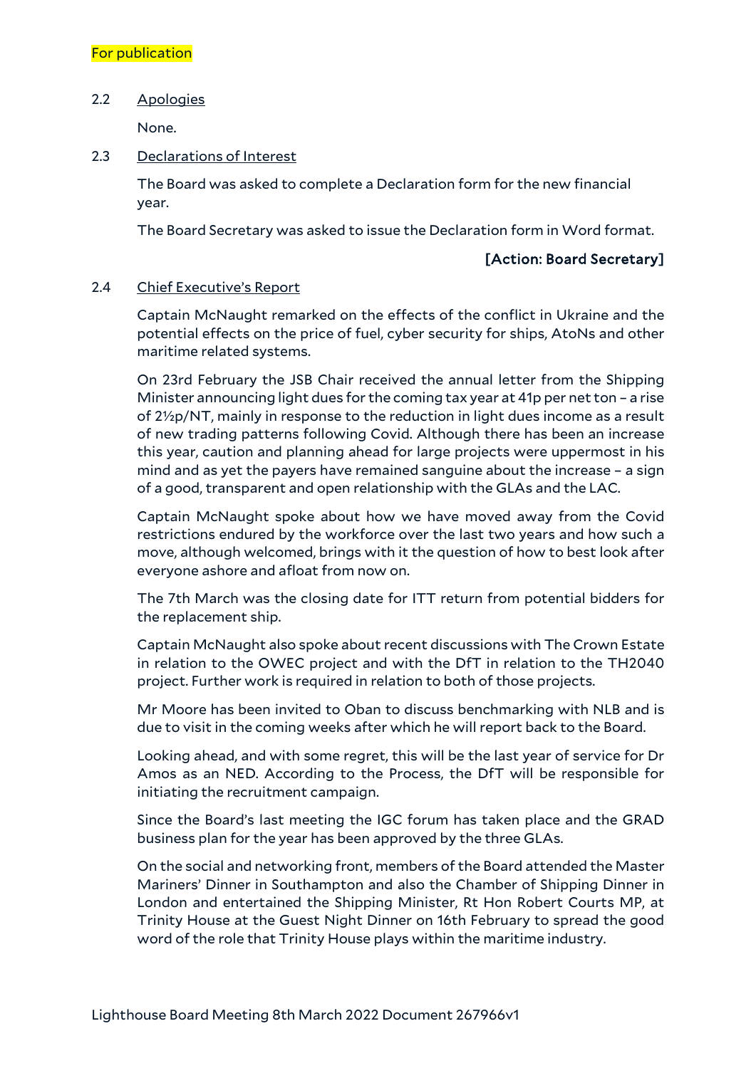For publication

2.2 Apologies

None.

2.3 Declarations of Interest

The Board was asked to complete a Declaration form for the new financial year.

The Board Secretary was asked to issue the Declaration form in Word format.

**[Action: Board Secretary]**

2.4 Chief Executive's Report

Captain McNaught remarked on the effects of the conflict in Ukraine and the potential effects on the price of fuel, cyber security for ships, AtoNs and other maritime related systems.

On 23rd February the JSB Chair received the annual letter from the Shipping Minister announcing light dues for the coming tax year at 41p per net ton – a rise of 2½p/NT, mainly in response to the reduction in light dues income as a result of new trading patterns following Covid. Although there has been an increase this year, caution and planning ahead for large projects were uppermost in his mind and as yet the payers have remained sanguine about the increase – a sign of a good, transparent and open relationship with the GLAs and the LAC.

Captain McNaught spoke about how we have moved away from the Covid restrictions endured by the workforce over the last two years and how such a move, although welcomed, brings with it the question of how to best look after everyone ashore and afloat from now on.

The 7th March was the closing date for ITT return from potential bidders for the replacement ship.

Captain McNaught also spoke about recent discussions with The Crown Estate in relation to the OWEC project and with the DfT in relation to the TH2040 project. Further work is required in relation to both of those projects.

Mr Moore has been invited to Oban to discuss benchmarking with NLB and is due to visit in the coming weeks after which he will report back to the Board.

Looking ahead, and with some regret, this will be the last year of service for Dr Amos as an NED. According to the Process, the DfT will be responsible for initiating the recruitment campaign.

Since the Board's last meeting the IGC forum has taken place and the GRAD business plan for the year has been approved by the three GLAs.

On the social and networking front, members of the Board attended the Master Mariners' Dinner in Southampton and also the Chamber of Shipping Dinner in London and entertained the Shipping Minister, Rt Hon Robert Courts MP, at Trinity House at the Guest Night Dinner on 16th February to spread the good word of the role that Trinity House plays within the maritime industry.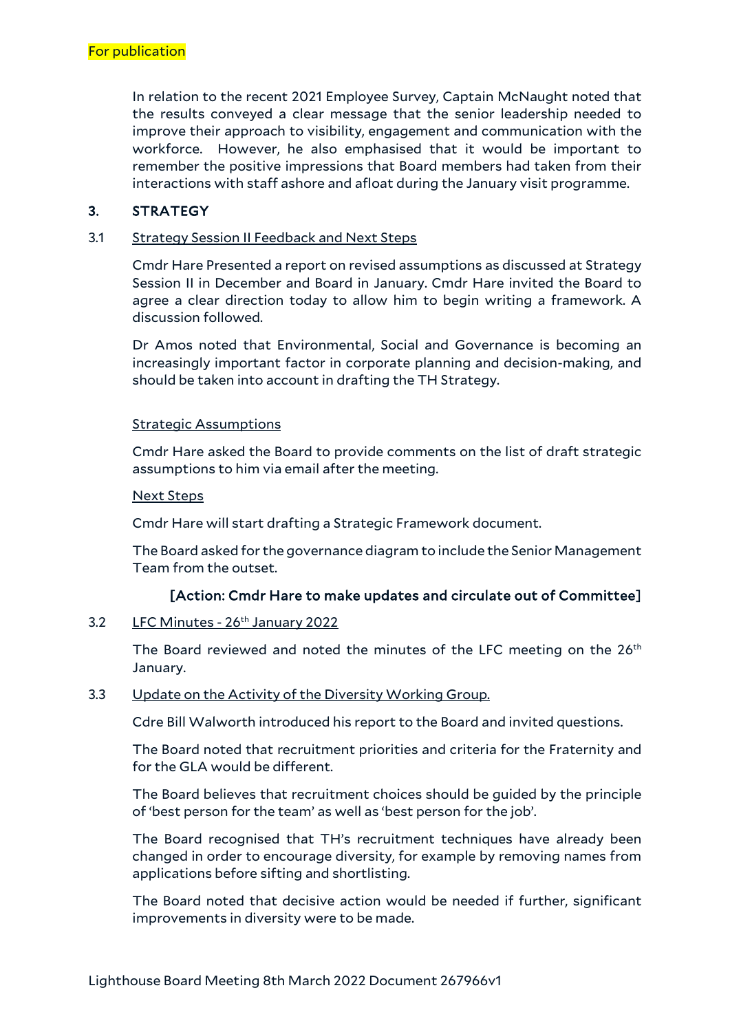For publication

In relation to the recent 2021 Employee Survey, Captain McNaught noted that the results conveyed a clear message that the senior leadership needed to improve their approach to visibility, engagement and communication with the workforce. However, he also emphasised that it would be important to remember the positive impressions that Board members had taken from their interactions with staff ashore and afloat during the January visit programme.

## 3. STRATEGY

### 3.1 Strategy Session II Feedback and Next Steps

Cmdr Hare Presented a report on revised assumptions as discussed at Strategy Session II in December and Board in January. Cmdr Hare invited the Board to agree a clear direction today to allow him to begin writing a framework. A discussion followed.

Dr Amos noted that Environmental, Social and Governance is becoming an increasingly important factor in corporate planning and decision-making, and should be taken into account in drafting the TH Strategy.

Strategic Assumptions

Cmdr Hare asked the Board to provide comments on the list of draft strategic assumptions to him via email after the meeting.

Next Steps

Cmdr Hare will start drafting a Strategic Framework document.

The Board asked for the governance diagram to include the Senior Management Team from the outset.

**[Action: Cmdr Hare to make updates and circulate out of Committee]**

### 3.2 LFC Minutes - 26th January 2022

The Board reviewed and noted the minutes of the LFC meeting on the 26th January.

### 3.3 Update on the Activity of the Diversity Working Group.

Cdre Bill Walworth introduced his report to the Board and invited questions.

The Board noted that recruitment priorities and criteria for the Fraternity and for the GLA would be different.

The Board believes that recruitment choices should be guided by the principle of 'best person for the team' as well as 'best person for the job'.

The Board recognised that TH's recruitment techniques have already been changed in order to encourage diversity, for example by removing names from applications before sifting and shortlisting.

The Board noted that decisive action would be needed if further, significant improvements in diversity were to be made.

Lighthouse Board Meeting 8th March 2022 Document 267966v1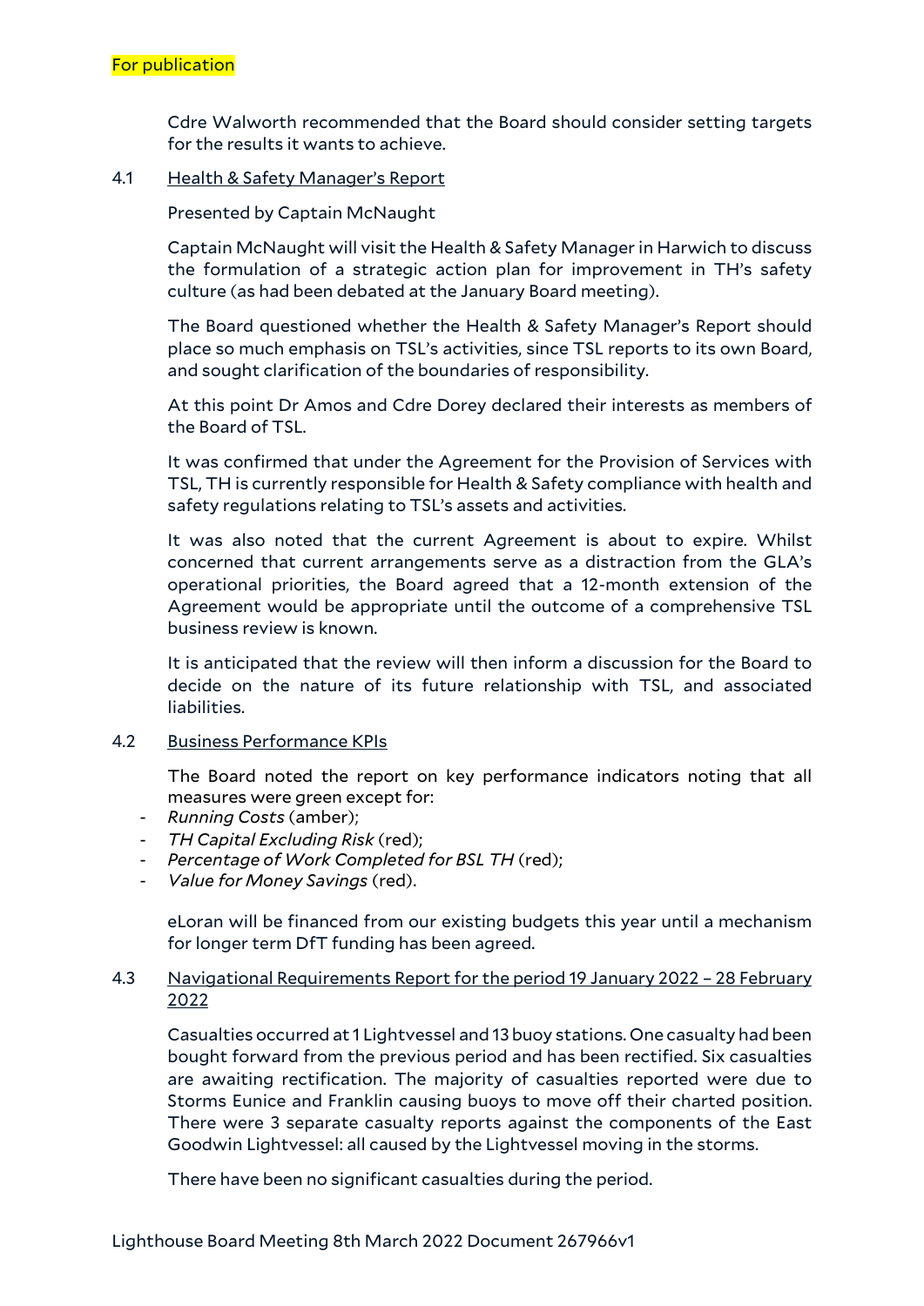For publication

Cdre Walworth recommended that the Board should consider setting targets for the results it wants to achieve.

4.1 Health & Safety Manager's Report

Presented by Captain McNaught

Captain McNaught will visit the Health & Safety Manager in Harwich to discuss the formulation of a strategic action plan for improvement in TH's safety culture (as had been debated at the January Board meeting).

The Board questioned whether the Health & Safety Manager's Report should place so much emphasis on TSL's activities, since TSL reports to its own Board, and sought clarification of the boundaries of responsibility.

At this point Dr Amos and Cdre Dorey declared their interests as members of the Board of TSL.

It was confirmed that under the Agreement for the Provision of Services with TSL, TH is currently responsible for Health & Safety compliance with health and safety regulations relating to TSL's assets and activities.

It was also noted that the current Agreement is about to expire. Whilst concerned that current arrangements serve as a distraction from the GLA's operational priorities, the Board agreed that a 12-month extension of the Agreement would be appropriate until the outcome of a comprehensive TSL business review is known.

It is anticipated that the review will then inform a discussion for the Board to decide on the nature of its future relationship with TSL, and associated liabilities.

4.2 Business Performance KPIs

The Board noted the report on key performance indicators noting that all measures were green except for:

- *Running Costs* (amber);
- *TH Capital Excluding Risk* (red);
- *Percentage of Work Completed for BSL TH* (red);
- *Value for Money Savings* (red).

eLoran will be financed from our existing budgets this year until a mechanism for longer term DfT funding has been agreed.

4.3 Navigational Requirements Report for the period 19 January 2022 – 28 February 2022

Casualties occurred at 1 Lightvessel and 13 buoy stations. One casualty had been bought forward from the previous period and has been rectified. Six casualties are awaiting rectification. The majority of casualties reported were due to Storms Eunice and Franklin causing buoys to move off their charted position. There were 3 separate casualty reports against the components of the East Goodwin Lightvessel: all caused by the Lightvessel moving in the storms.

There have been no significant casualties during the period.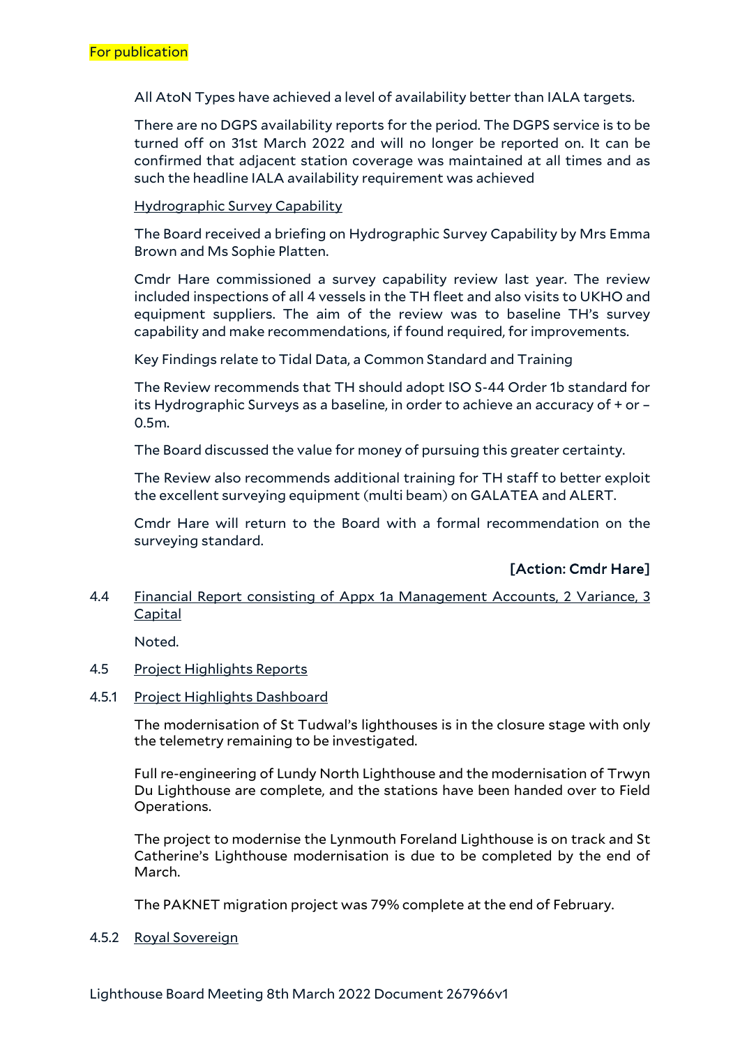For publication

All AtoN Types have achieved a level of availability better than IALA targets.

There are no DGPS availability reports for the period. The DGPS service is to be turned off on 31st March 2022 and will no longer be reported on. It can be confirmed that adjacent station coverage was maintained at all times and as such the headline IALA availability requirement was achieved

Hydrographic Survey Capability

The Board received a briefing on Hydrographic Survey Capability by Mrs Emma Brown and Ms Sophie Platten.

Cmdr Hare commissioned a survey capability review last year. The review included inspections of all 4 vessels in the TH fleet and also visits to UKHO and equipment suppliers. The aim of the review was to baseline TH's survey capability and make recommendations, if found required, for improvements.

Key Findings relate to Tidal Data, a Common Standard and Training

The Review recommends that TH should adopt ISO S-44 Order 1b standard for its Hydrographic Surveys as a baseline, in order to achieve an accuracy of + or – 0.5m.

The Board discussed the value for money of pursuing this greater certainty.

The Review also recommends additional training for TH staff to better exploit the excellent surveying equipment (multi beam) on GALATEA and ALERT.

Cmdr Hare will return to the Board with a formal recommendation on the surveying standard.

**[Action: Cmdr Hare]**

4.4 Financial Report consisting of Appx 1a Management Accounts, 2 Variance, 3 Capital

Noted.

4.5 Project Highlights Reports

4.5.1 Project Highlights Dashboard

The modernisation of St Tudwal's lighthouses is in the closure stage with only the telemetry remaining to be investigated.

Full re-engineering of Lundy North Lighthouse and the modernisation of Trwyn Du Lighthouse are complete, and the stations have been handed over to Field Operations.

The project to modernise the Lynmouth Foreland Lighthouse is on track and St Catherine's Lighthouse modernisation is due to be completed by the end of March.

The PAKNET migration project was 79% complete at the end of February.

4.5.2 Royal Sovereign

Lighthouse Board Meeting 8th March 2022 Document 267966v1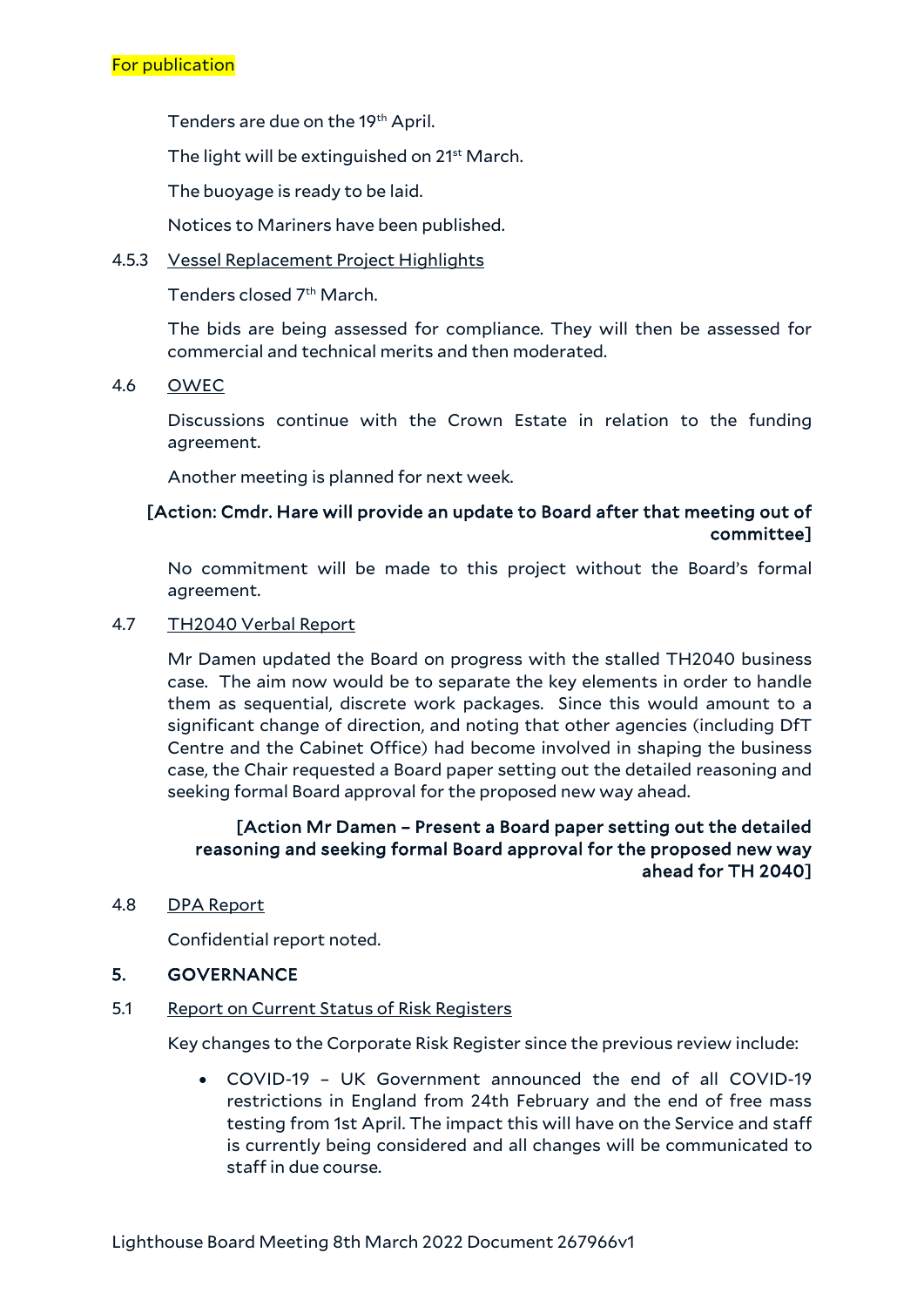For publication

Tenders are due on the 19th April.

The light will be extinguished on 21st March.

The buoyage is ready to be laid.

Notices to Mariners have been published.

4.5.3 Vessel Replacement Project Highlights

Tenders closed 7th March.

The bids are being assessed for compliance. They will then be assessed for commercial and technical merits and then moderated.

4.6 OWEC

Discussions continue with the Crown Estate in relation to the funding agreement.

Another meeting is planned for next week.

**[Action: Cmdr. Hare will provide an update to Board after that meeting out of committee]**

No commitment will be made to this project without the Board's formal agreement.

4.7 TH2040 Verbal Report

Mr Damen updated the Board on progress with the stalled TH2040 business case. The aim now would be to separate the key elements in order to handle them as sequential, discrete work packages. Since this would amount to a significant change of direction, and noting that other agencies (including DfT Centre and the Cabinet Office) had become involved in shaping the business case, the Chair requested a Board paper setting out the detailed reasoning and seeking formal Board approval for the proposed new way ahead.

**[Action Mr Damen – Present a Board paper setting out the detailed reasoning and seeking formal Board approval for the proposed new way ahead for TH 2040]**

4.8 DPA Report

Confidential report noted.

## 5. GOVERNANCE

5.1 Report on Current Status of Risk Registers

Key changes to the Corporate Risk Register since the previous review include:

- COVID-19 – UK Government announced the end of all COVID-19 restrictions in England from 24th February and the end of free mass testing from 1st April. The impact this will have on the Service and staff is currently being considered and all changes will be communicated to staff in due course.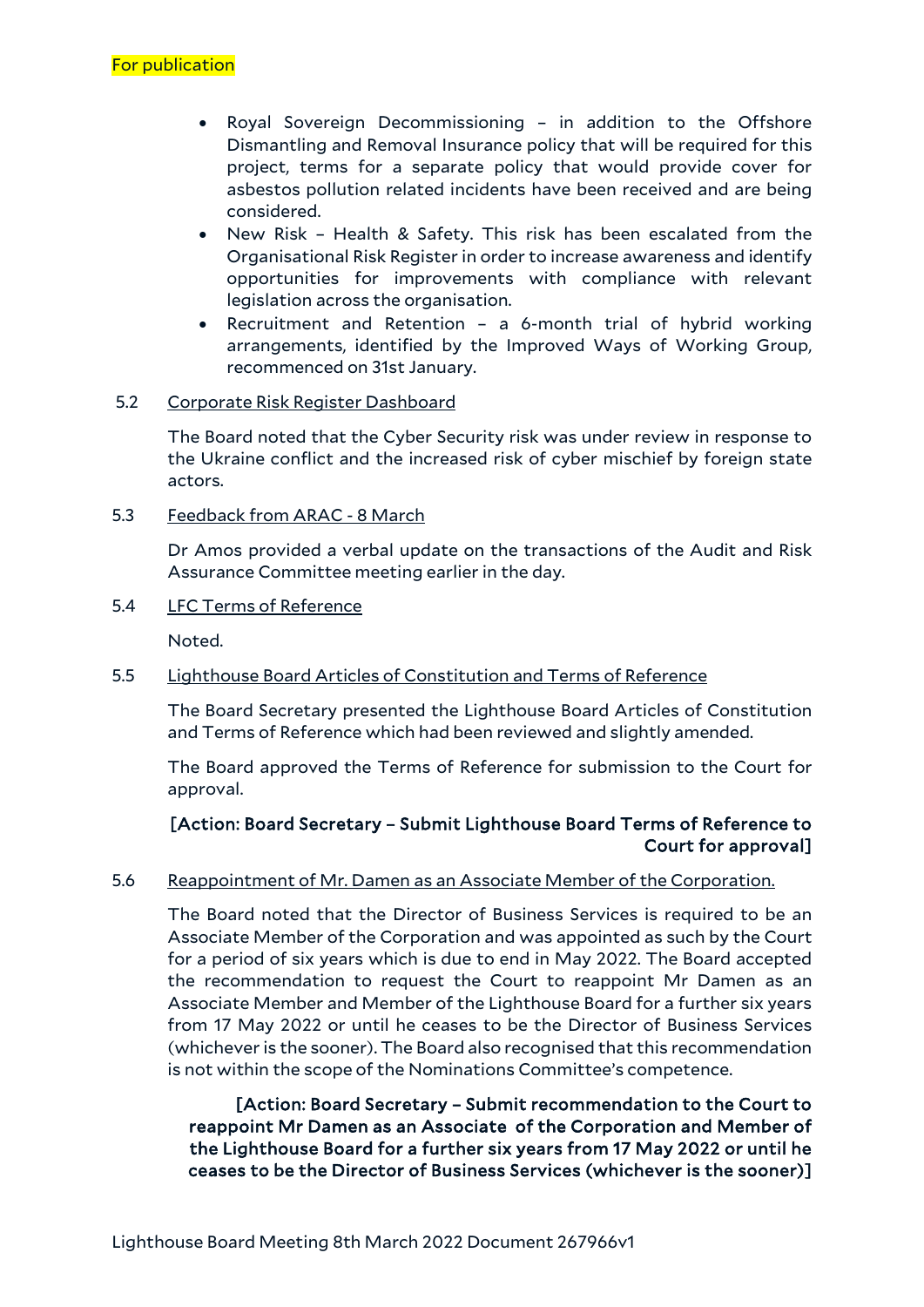For publication

- Royal Sovereign Decommissioning – in addition to the Offshore Dismantling and Removal Insurance policy that will be required for this project, terms for a separate policy that would provide cover for asbestos pollution related incidents have been received and are being considered.
- New Risk – Health & Safety. This risk has been escalated from the Organisational Risk Register in order to increase awareness and identify opportunities for improvements with compliance with relevant legislation across the organisation.
- Recruitment and Retention – a 6-month trial of hybrid working arrangements, identified by the Improved Ways of Working Group, recommenced on 31st January.

5.2 Corporate Risk Register Dashboard

The Board noted that the Cyber Security risk was under review in response to the Ukraine conflict and the increased risk of cyber mischief by foreign state actors.

5.3 Feedback from ARAC - 8 March

Dr Amos provided a verbal update on the transactions of the Audit and Risk Assurance Committee meeting earlier in the day.

5.4 LFC Terms of Reference

Noted.

5.5 Lighthouse Board Articles of Constitution and Terms of Reference

The Board Secretary presented the Lighthouse Board Articles of Constitution and Terms of Reference which had been reviewed and slightly amended.

The Board approved the Terms of Reference for submission to the Court for approval.

**[Action: Board Secretary – Submit Lighthouse Board Terms of Reference to Court for approval]**

5.6 Reappointment of Mr. Damen as an Associate Member of the Corporation.

The Board noted that the Director of Business Services is required to be an Associate Member of the Corporation and was appointed as such by the Court for a period of six years which is due to end in May 2022. The Board accepted the recommendation to request the Court to reappoint Mr Damen as an Associate Member and Member of the Lighthouse Board for a further six years from 17 May 2022 or until he ceases to be the Director of Business Services (whichever is the sooner). The Board also recognised that this recommendation is not within the scope of the Nominations Committee's competence.

**[Action: Board Secretary – Submit recommendation to the Court to reappoint Mr Damen as an Associate of the Corporation and Member of the Lighthouse Board for a further six years from 17 May 2022 or until he ceases to be the Director of Business Services (whichever is the sooner)]**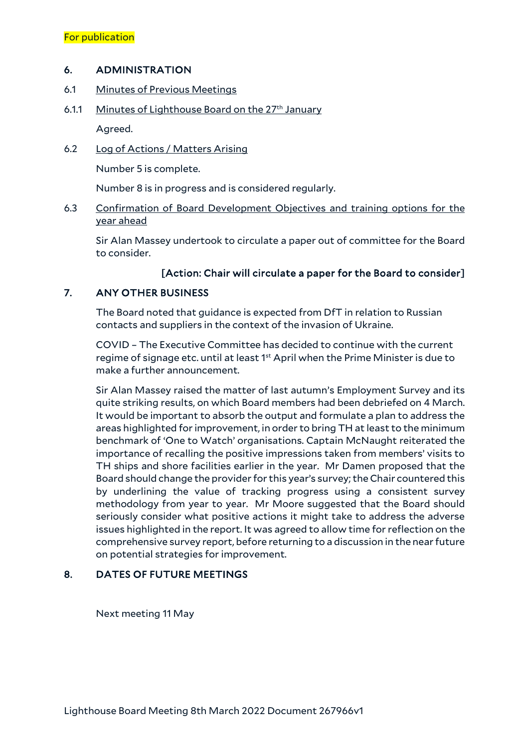For publication

## 6. ADMINISTRATION

6.1 Minutes of Previous Meetings

6.1.1 Minutes of Lighthouse Board on the 27th January

Agreed.

6.2 Log of Actions / Matters Arising

Number 5 is complete.

Number 8 is in progress and is considered regularly.

6.3 Confirmation of Board Development Objectives and training options for the year ahead

Sir Alan Massey undertook to circulate a paper out of committee for the Board to consider.

**[Action: Chair will circulate a paper for the Board to consider]**

## 7. ANY OTHER BUSINESS

The Board noted that guidance is expected from DfT in relation to Russian contacts and suppliers in the context of the invasion of Ukraine.

COVID – The Executive Committee has decided to continue with the current regime of signage etc. until at least 1st April when the Prime Minister is due to make a further announcement.

Sir Alan Massey raised the matter of last autumn's Employment Survey and its quite striking results, on which Board members had been debriefed on 4 March. It would be important to absorb the output and formulate a plan to address the areas highlighted for improvement, in order to bring TH at least to the minimum benchmark of 'One to Watch' organisations. Captain McNaught reiterated the importance of recalling the positive impressions taken from members' visits to TH ships and shore facilities earlier in the year. Mr Damen proposed that the Board should change the provider for this year's survey; the Chair countered this by underlining the value of tracking progress using a consistent survey methodology from year to year. Mr Moore suggested that the Board should seriously consider what positive actions it might take to address the adverse issues highlighted in the report. It was agreed to allow time for reflection on the comprehensive survey report, before returning to a discussion in the near future on potential strategies for improvement.

## 8. DATES OF FUTURE MEETINGS

Next meeting 11 May

Lighthouse Board Meeting 8th March 2022 Document 267966v1